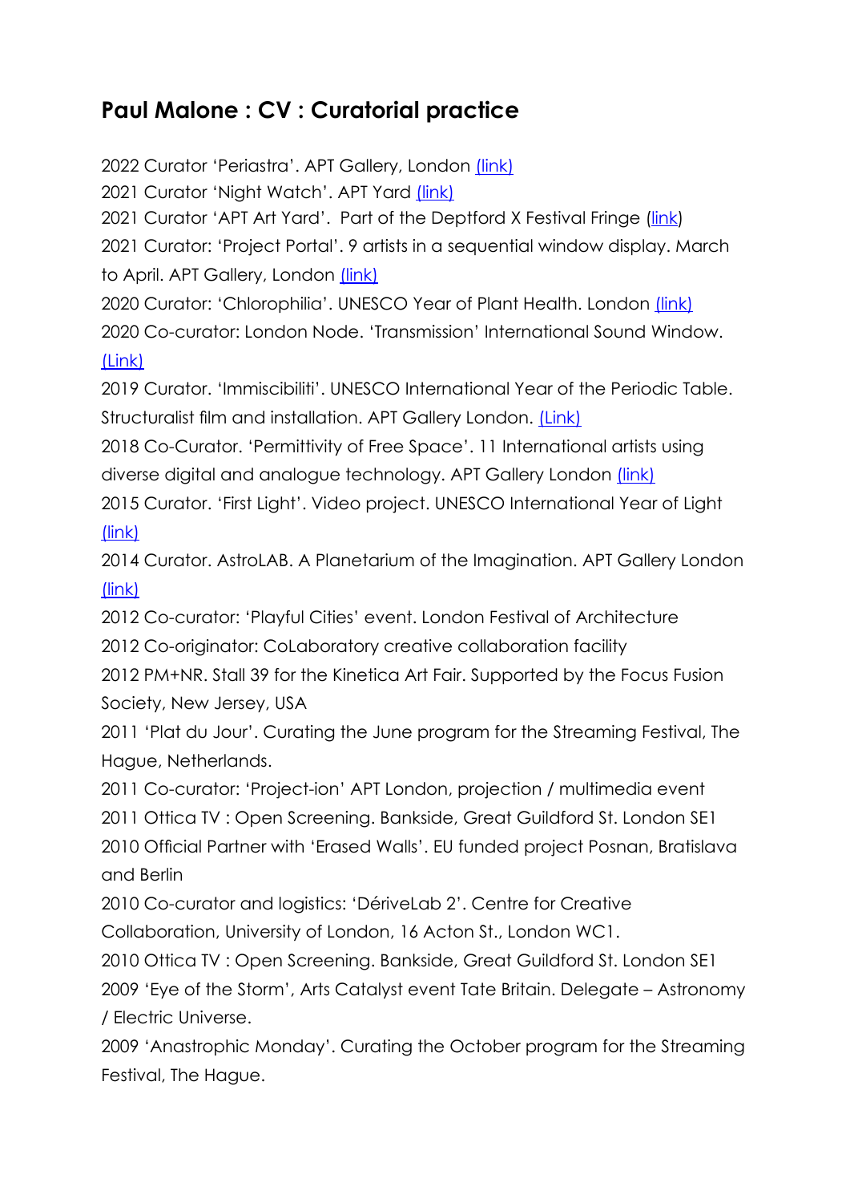# Paul Malone : CV : Curatorial practice

2022 Curator 'Periastra'. APT Gallery, London (link)

2021 Curator 'Night Watch'. APT Yard (link)

2021 Curator 'APT Art Yard'. Part of the Deptford X Festival Fringe (link)

2021 Curator: 'Project Portal'. 9 artists in a sequential window display. March to April. APT Gallery, London (link)

2020 Curator: 'Chlorophilia'. UNESCO Year of Plant Health. London (link)

2020 Co-curator: London Node. 'Transmission' International Sound Window. (Link)

2019 Curator. 'Immiscibiliti'. UNESCO International Year of the Periodic Table. Structuralist film and installation. APT Gallery London. (Link)

2018 Co-Curator. 'Permittivity of Free Space'. 11 International artists using diverse digital and analogue technology. APT Gallery London (link)

2015 Curator. 'First Light'. Video project. UNESCO International Year of Light (link)

2014 Curator. AstroLAB. A Planetarium of the Imagination. APT Gallery London (link)

2012 Co-curator: 'Playful Cities' event. London Festival of Architecture

2012 Co-originator: CoLaboratory creative collaboration facility

2012 PM+NR. Stall 39 for the Kinetica Art Fair. Supported by the Focus Fusion Society, New Jersey, USA

2011 'Plat du Jour'. Curating the June program for the Streaming Festival, The Hague, Netherlands.

2011 Co-curator: 'Project-ion' APT London, projection / multimedia event

2011 Ottica TV : Open Screening. Bankside, Great Guildford St. London SE1

2010 Official Partner with 'Erased Walls'. EU funded project Posnan, Bratislava and Berlin

2010 Co-curator and logistics: 'DériveLab 2'. Centre for Creative Collaboration, University of London, 16 Acton St., London WC1.

2010 Ottica TV : Open Screening. Bankside, Great Guildford St. London SE1

2009 'Eye of the Storm', Arts Catalyst event Tate Britain. Delegate – Astronomy / Electric Universe.

2009 'Anastrophic Monday'. Curating the October program for the Streaming Festival, The Hague.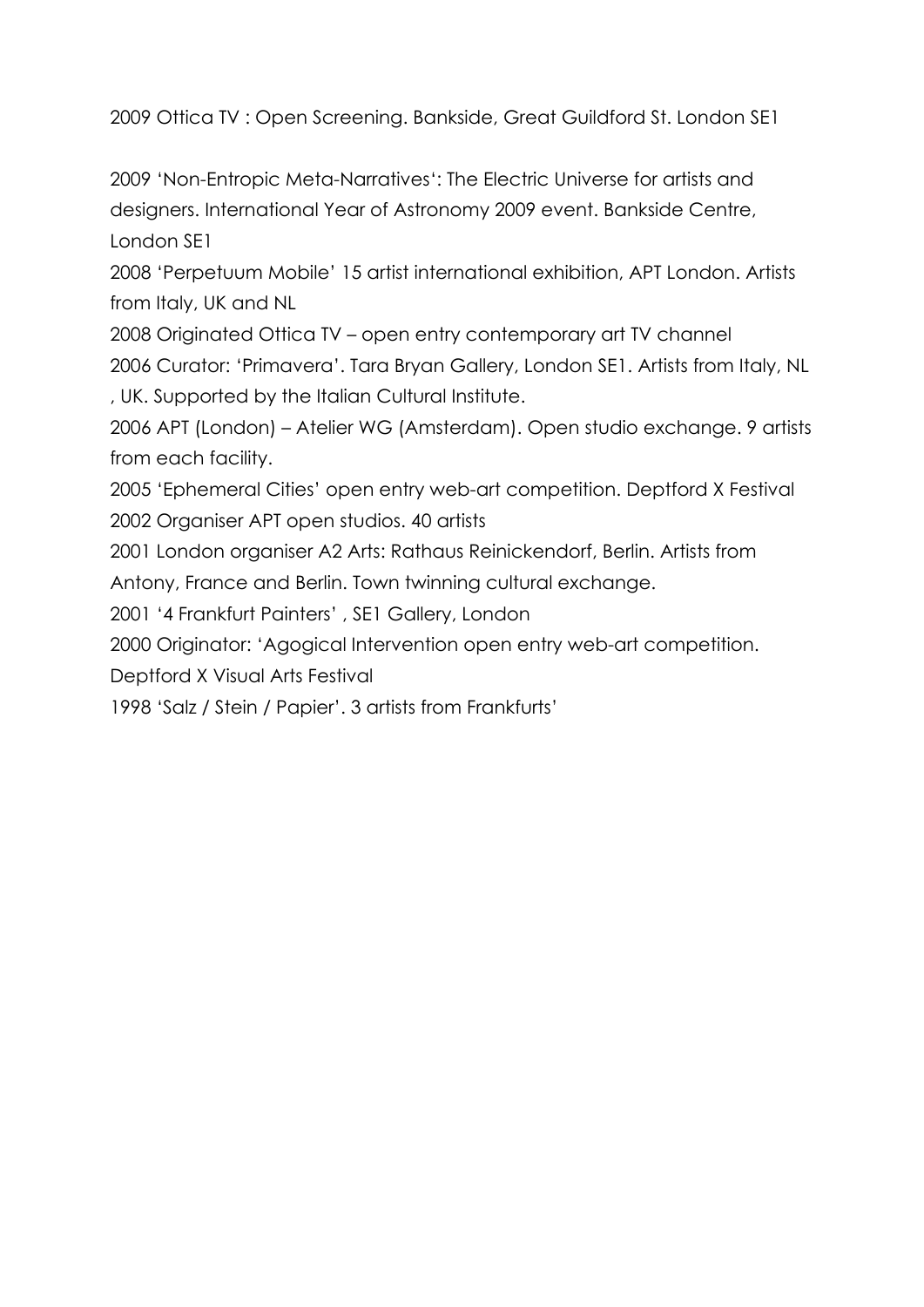2009 Ottica TV : Open Screening. Bankside, Great Guildford St. London SE1

2009 'Non-Entropic Meta-Narratives': The Electric Universe for artists and designers. International Year of Astronomy 2009 event. Bankside Centre, London SE1

2008 'Perpetuum Mobile' 15 artist international exhibition, APT London. Artists from Italy, UK and NL

2008 Originated Ottica TV – open entry contemporary art TV channel

2006 Curator: 'Primavera'. Tara Bryan Gallery, London SE1. Artists from Italy, NL , UK. Supported by the Italian Cultural Institute.

2006 APT (London) – Atelier WG (Amsterdam). Open studio exchange. 9 artists from each facility.

2005 'Ephemeral Cities' open entry web-art competition. Deptford X Festival

2002 Organiser APT open studios. 40 artists

2001 London organiser A2 Arts: Rathaus Reinickendorf, Berlin. Artists from Antony, France and Berlin. Town twinning cultural exchange.

2001 '4 Frankfurt Painters' , SE1 Gallery, London

2000 Originator: 'Agogical Intervention open entry web-art competition. Deptford X Visual Arts Festival

1998 'Salz / Stein / Papier'. 3 artists from Frankfurts'